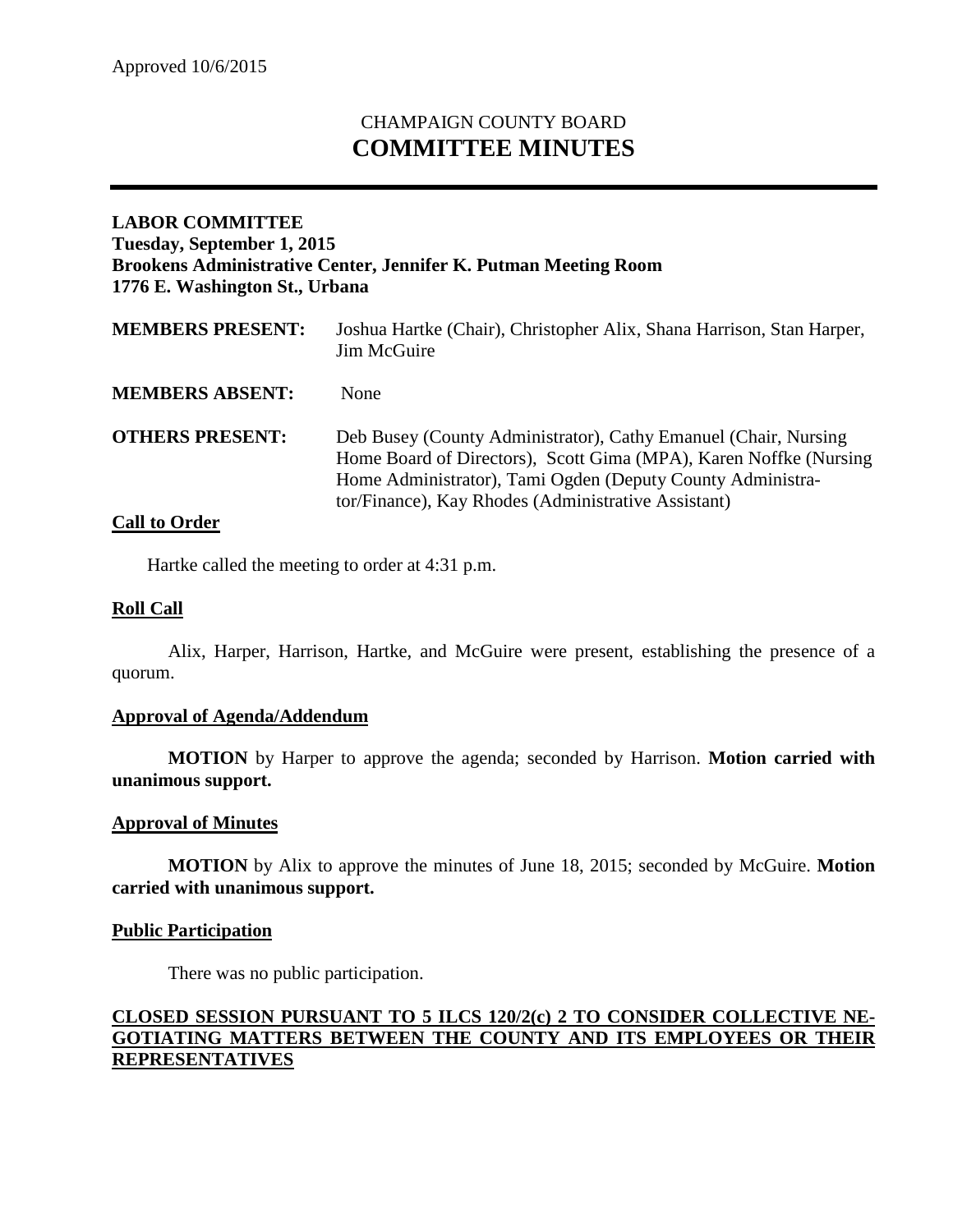Approved 10/6/2015

# CHAMPAIGN COUNTY BOARD
# COMMITTEE MINUTES

**LABOR COMMITTEE**
**Tuesday, September 1, 2015**
**Brookens Administrative Center, Jennifer K. Putman Meeting Room**
**1776 E. Washington St., Urbana**

**MEMBERS PRESENT:** Joshua Hartke (Chair), Christopher Alix, Shana Harrison, Stan Harper, Jim McGuire

**MEMBERS ABSENT:** None

**OTHERS PRESENT:** Deb Busey (County Administrator), Cathy Emanuel (Chair, Nursing Home Board of Directors), Scott Gima (MPA), Karen Noffke (Nursing Home Administrator), Tami Ogden (Deputy County Administrator/Finance), Kay Rhodes (Administrative Assistant)

**Call to Order**

Hartke called the meeting to order at 4:31 p.m.

**Roll Call**

Alix, Harper, Harrison, Hartke, and McGuire were present, establishing the presence of a quorum.

**Approval of Agenda/Addendum**

**MOTION** by Harper to approve the agenda; seconded by Harrison. **Motion carried with unanimous support.**

**Approval of Minutes**

**MOTION** by Alix to approve the minutes of June 18, 2015; seconded by McGuire. **Motion carried with unanimous support.**

**Public Participation**

There was no public participation.

**CLOSED SESSION PURSUANT TO 5 ILCS 120/2(c) 2 TO CONSIDER COLLECTIVE NEGOTIATING MATTERS BETWEEN THE COUNTY AND ITS EMPLOYEES OR THEIR REPRESENTATIVES**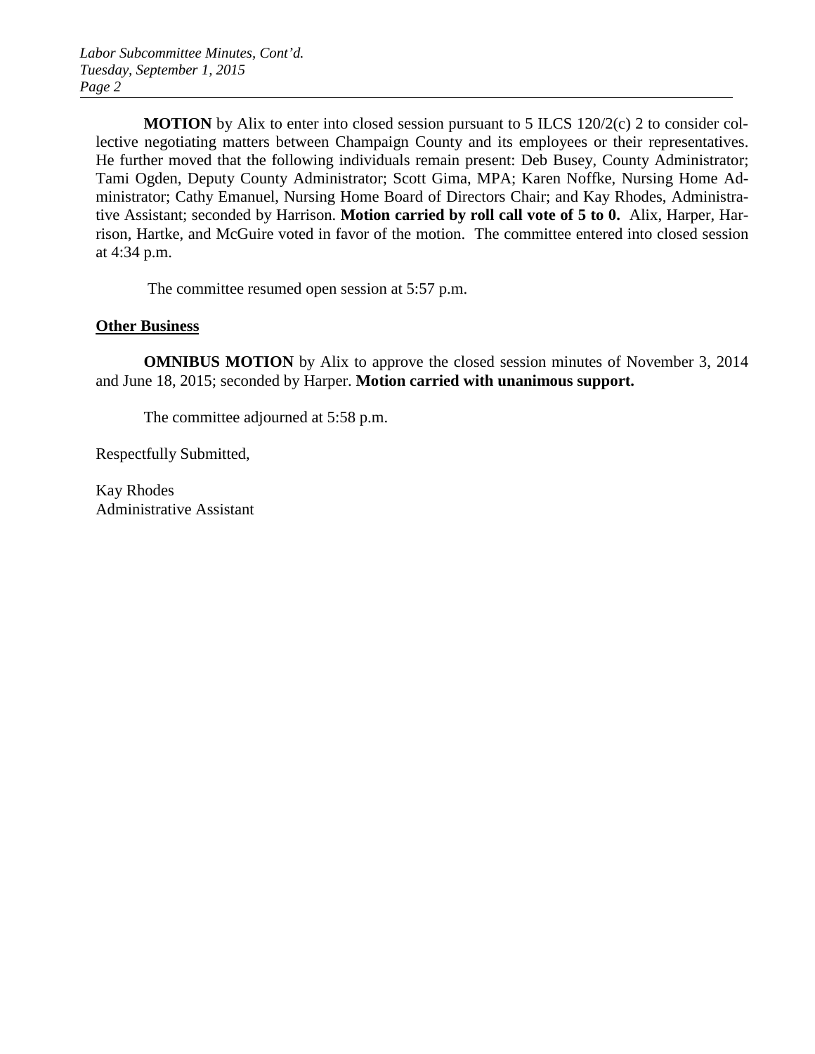**MOTION** by Alix to enter into closed session pursuant to 5 ILCS 120/2(c) 2 to consider collective negotiating matters between Champaign County and its employees or their representatives. He further moved that the following individuals remain present: Deb Busey, County Administrator; Tami Ogden, Deputy County Administrator; Scott Gima, MPA; Karen Noffke, Nursing Home Administrator; Cathy Emanuel, Nursing Home Board of Directors Chair; and Kay Rhodes, Administrative Assistant; seconded by Harrison. **Motion carried by roll call vote of 5 to 0.** Alix, Harper, Harrison, Hartke, and McGuire voted in favor of the motion. The committee entered into closed session at 4:34 p.m.

The committee resumed open session at 5:57 p.m.

**Other Business**

**OMNIBUS MOTION** by Alix to approve the closed session minutes of November 3, 2014 and June 18, 2015; seconded by Harper. **Motion carried with unanimous support.**

The committee adjourned at 5:58 p.m.

Respectfully Submitted,

Kay Rhodes
Administrative Assistant